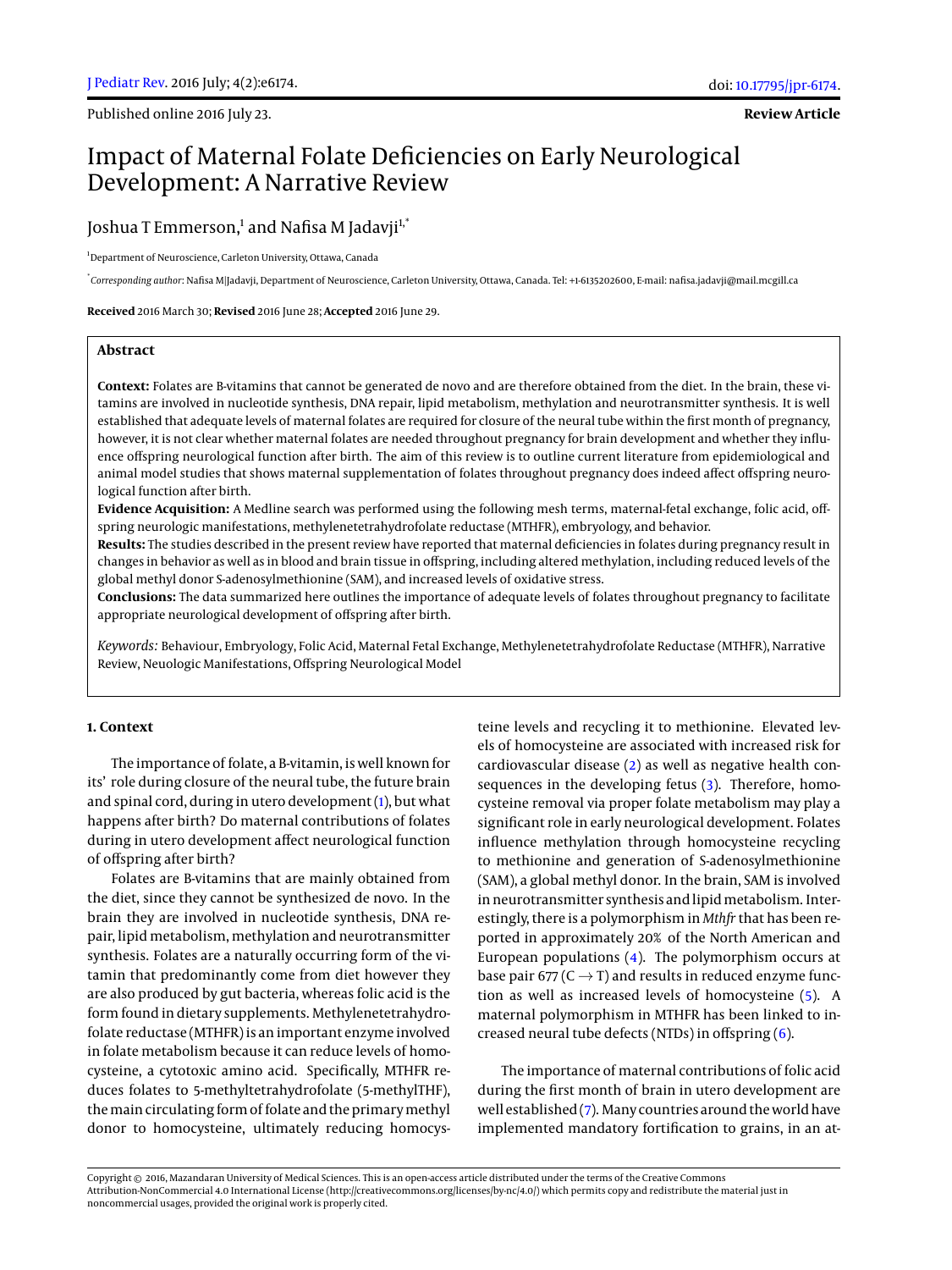Published online 2016 July 23.

**Review Article**

# Impact of Maternal Folate Deficiencies on Early Neurological Development: A Narrative Review

Joshua T Emmerson,[1] and Nafisa M Jadavji[1,*]

[1]Department of Neuroscience, Carleton University, Ottawa, Canada

[*]*Corresponding author*: Nafisa M Jadavji, Department of Neuroscience, Carleton University, Ottawa, Canada. Tel: +1-6135202600, E-mail: nafisa.jadavji@mail.mcgill.ca

**Received** 2016 March 30; **Revised** 2016 June 28; **Accepted** 2016 June 29.

## Abstract

**Context:** Folates are B-vitamins that cannot be generated de novo and are therefore obtained from the diet. In the brain, these vitamins are involved in nucleotide synthesis, DNA repair, lipid metabolism, methylation and neurotransmitter synthesis. It is well established that adequate levels of maternal folates are required for closure of the neural tube within the first month of pregnancy, however, it is not clear whether maternal folates are needed throughout pregnancy for brain development and whether they influence offspring neurological function after birth. The aim of this review is to outline current literature from epidemiological and animal model studies that shows maternal supplementation of folates throughout pregnancy does indeed affect offspring neurological function after birth.

**Evidence Acquisition:** A Medline search was performed using the following mesh terms, maternal-fetal exchange, folic acid, offspring neurologic manifestations, methylenetetrahydrofolate reductase (MTHFR), embryology, and behavior.

**Results:** The studies described in the present review have reported that maternal deficiencies in folates during pregnancy result in changes in behavior as well as in blood and brain tissue in offspring, including altered methylation, including reduced levels of the global methyl donor S-adenosylmethionine (SAM), and increased levels of oxidative stress.

**Conclusions:** The data summarized here outlines the importance of adequate levels of folates throughout pregnancy to facilitate appropriate neurological development of offspring after birth.

*Keywords:* Behaviour, Embryology, Folic Acid, Maternal Fetal Exchange, Methylenetetrahydrofolate Reductase (MTHFR), Narrative Review, Neuologic Manifestations, Offspring Neurological Model

## 1. Context

The importance of folate, a B-vitamin, is well known for its' role during closure of the neural tube, the future brain and spinal cord, during in utero development (1), but what happens after birth? Do maternal contributions of folates during in utero development affect neurological function of offspring after birth?

Folates are B-vitamins that are mainly obtained from the diet, since they cannot be synthesized de novo. In the brain they are involved in nucleotide synthesis, DNA repair, lipid metabolism, methylation and neurotransmitter synthesis. Folates are a naturally occurring form of the vitamin that predominantly come from diet however they are also produced by gut bacteria, whereas folic acid is the form found in dietary supplements. Methylenetetrahydrofolate reductase (MTHFR) is an important enzyme involved in folate metabolism because it can reduce levels of homocysteine, a cytotoxic amino acid. Specifically, MTHFR reduces folates to 5-methyltetrahydrofolate (5-methylTHF), the main circulating form of folate and the primary methyl donor to homocysteine, ultimately reducing homocysteine levels and recycling it to methionine. Elevated levels of homocysteine are associated with increased risk for cardiovascular disease (2) as well as negative health consequences in the developing fetus (3). Therefore, homocysteine removal via proper folate metabolism may play a significant role in early neurological development. Folates influence methylation through homocysteine recycling to methionine and generation of S-adenosylmethionine (SAM), a global methyl donor. In the brain, SAM is involved in neurotransmitter synthesis and lipid metabolism. Interestingly, there is a polymorphism in *Mthfr* that has been reported in approximately 20% of the North American and European populations (4). The polymorphism occurs at base pair 677 ($C \rightarrow T$) and results in reduced enzyme function as well as increased levels of homocysteine (5). A maternal polymorphism in MTHFR has been linked to increased neural tube defects (NTDs) in offspring (6).

The importance of maternal contributions of folic acid during the first month of brain in utero development are well established (7). Many countries around the world have implemented mandatory fortification to grains, in an at-

Copyright © 2016, Mazandaran University of Medical Sciences. This is an open-access article distributed under the terms of the Creative Commons Attribution-NonCommercial 4.0 International License (http://creativecommons.org/licenses/by-nc/4.0/) which permits copy and redistribute the material just in noncommercial usages, provided the original work is properly cited.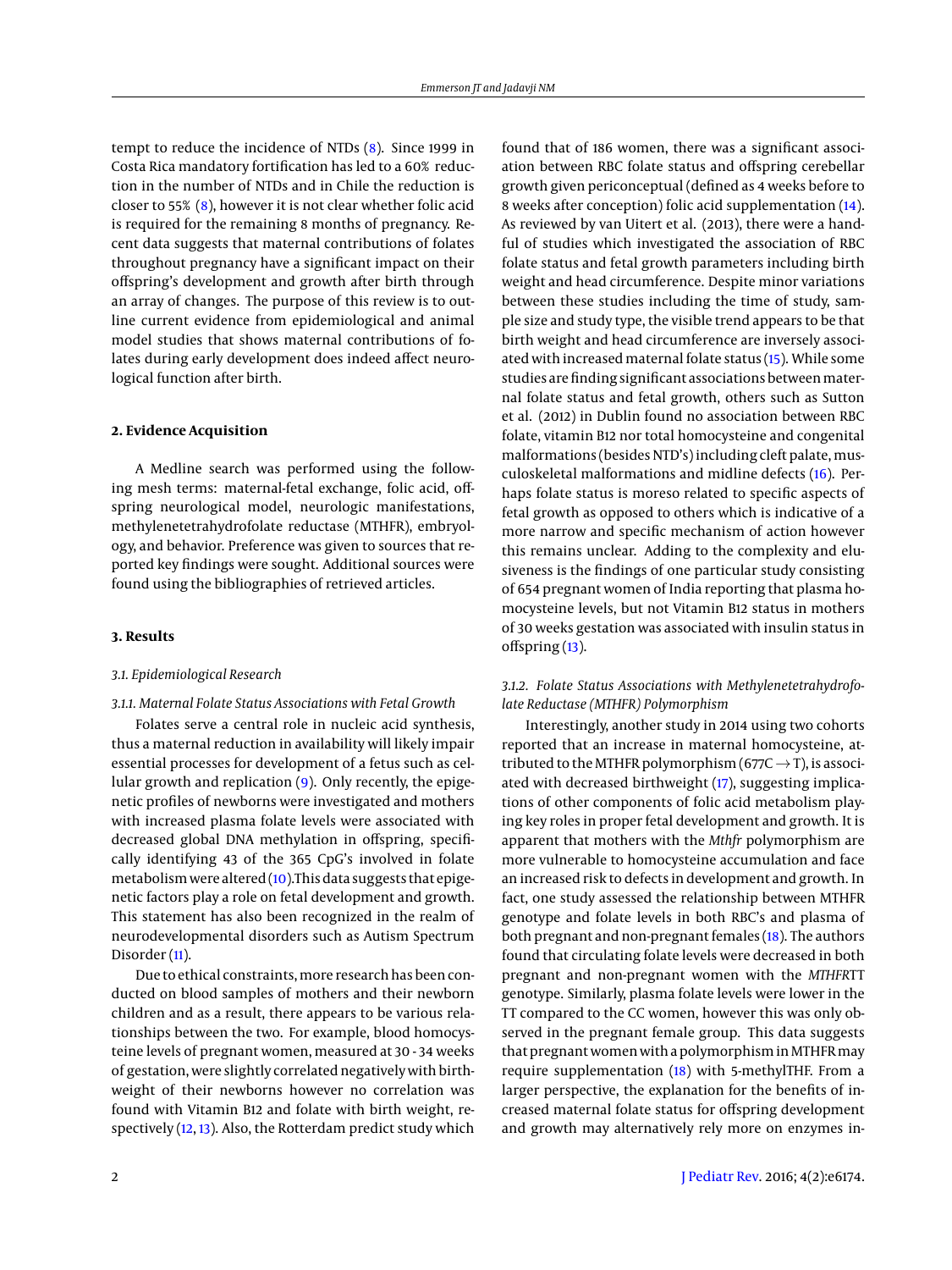tempt to reduce the incidence of NTDs (8). Since 1999 in Costa Rica mandatory fortification has led to a 60% reduction in the number of NTDs and in Chile the reduction is closer to 55% (8), however it is not clear whether folic acid is required for the remaining 8 months of pregnancy. Recent data suggests that maternal contributions of folates throughout pregnancy have a significant impact on their offspring's development and growth after birth through an array of changes. The purpose of this review is to outline current evidence from epidemiological and animal model studies that shows maternal contributions of folates during early development does indeed affect neurological function after birth.

## 2. Evidence Acquisition

A Medline search was performed using the following mesh terms: maternal-fetal exchange, folic acid, offspring neurological model, neurologic manifestations, methylenetetrahydrofolate reductase (MTHFR), embryology, and behavior. Preference was given to sources that reported key findings were sought. Additional sources were found using the bibliographies of retrieved articles.

## 3. Results

### *3.1. Epidemiological Research*

#### *3.1.1. Maternal Folate Status Associations with Fetal Growth*

Folates serve a central role in nucleic acid synthesis, thus a maternal reduction in availability will likely impair essential processes for development of a fetus such as cellular growth and replication (9). Only recently, the epigenetic profiles of newborns were investigated and mothers with increased plasma folate levels were associated with decreased global DNA methylation in offspring, specifically identifying 43 of the 365 CpG's involved in folate metabolism were altered (10).This data suggests that epigenetic factors play a role on fetal development and growth. This statement has also been recognized in the realm of neurodevelopmental disorders such as Autism Spectrum Disorder (11).

Due to ethical constraints, more research has been conducted on blood samples of mothers and their newborn children and as a result, there appears to be various relationships between the two. For example, blood homocysteine levels of pregnant women, measured at 30 - 34 weeks of gestation, were slightly correlated negatively with birthweight of their newborns however no correlation was found with Vitamin B12 and folate with birth weight, respectively (12, 13). Also, the Rotterdam predict study which found that of 186 women, there was a significant association between RBC folate status and offspring cerebellar growth given periconceptual (defined as 4 weeks before to 8 weeks after conception) folic acid supplementation (14). As reviewed by van Uitert et al. (2013), there were a handful of studies which investigated the association of RBC folate status and fetal growth parameters including birth weight and head circumference. Despite minor variations between these studies including the time of study, sample size and study type, the visible trend appears to be that birth weight and head circumference are inversely associated with increased maternal folate status (15). While some studies are finding significant associations between maternal folate status and fetal growth, others such as Sutton et al. (2012) in Dublin found no association between RBC folate, vitamin B12 nor total homocysteine and congenital malformations (besides NTD's) including cleft palate, musculoskeletal malformations and midline defects (16). Perhaps folate status is moreso related to specific aspects of fetal growth as opposed to others which is indicative of a more narrow and specific mechanism of action however this remains unclear. Adding to the complexity and elusiveness is the findings of one particular study consisting of 654 pregnant women of India reporting that plasma homocysteine levels, but not Vitamin B12 status in mothers of 30 weeks gestation was associated with insulin status in offspring (13).

#### *3.1.2. Folate Status Associations with Methylenetetrahydrofolate Reductase (MTHFR) Polymorphism*

Interestingly, another study in 2014 using two cohorts reported that an increase in maternal homocysteine, attributed to the MTHFR polymorphism (677C $\rightarrow$ T), is associated with decreased birthweight (17), suggesting implications of other components of folic acid metabolism playing key roles in proper fetal development and growth. It is apparent that mothers with the *Mthfr* polymorphism are more vulnerable to homocysteine accumulation and face an increased risk to defects in development and growth. In fact, one study assessed the relationship between MTHFR genotype and folate levels in both RBC's and plasma of both pregnant and non-pregnant females (18). The authors found that circulating folate levels were decreased in both pregnant and non-pregnant women with the *MTHFR*TT genotype. Similarly, plasma folate levels were lower in the TT compared to the CC women, however this was only observed in the pregnant female group. This data suggests that pregnant women with a polymorphism in MTHFR may require supplementation (18) with 5-methylTHF. From a larger perspective, the explanation for the benefits of increased maternal folate status for offspring development and growth may alternatively rely more on enzymes in-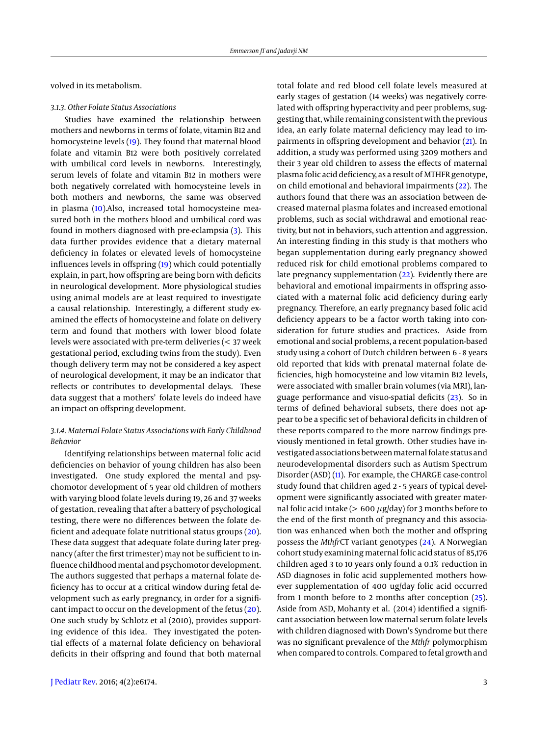volved in its metabolism.

#### 3.1.3. Other Folate Status Associations

Studies have examined the relationship between mothers and newborns in terms of folate, vitamin B12 and homocysteine levels (19). They found that maternal blood folate and vitamin B12 were both positively correlated with umbilical cord levels in newborns. Interestingly, serum levels of folate and vitamin B12 in mothers were both negatively correlated with homocysteine levels in both mothers and newborns, the same was observed in plasma (10).Also, increased total homocysteine measured both in the mothers blood and umbilical cord was found in mothers diagnosed with pre-eclampsia (3). This data further provides evidence that a dietary maternal deficiency in folates or elevated levels of homocysteine influences levels in offspring (19) which could potentially explain, in part, how offspring are being born with deficits in neurological development. More physiological studies using animal models are at least required to investigate a causal relationship. Interestingly, a different study examined the effects of homocysteine and folate on delivery term and found that mothers with lower blood folate levels were associated with pre-term deliveries (< 37 week gestational period, excluding twins from the study). Even though delivery term may not be considered a key aspect of neurological development, it may be an indicator that reflects or contributes to developmental delays. These data suggest that a mothers' folate levels do indeed have an impact on offspring development.

#### 3.1.4. Maternal Folate Status Associations with Early Childhood Behavior

Identifying relationships between maternal folic acid deficiencies on behavior of young children has also been investigated. One study explored the mental and psychomotor development of 5 year old children of mothers with varying blood folate levels during 19, 26 and 37 weeks of gestation, revealing that after a battery of psychological testing, there were no differences between the folate deficient and adequate folate nutritional status groups (20). These data suggest that adequate folate during later pregnancy (after the first trimester) may not be sufficient to influence childhood mental and psychomotor development. The authors suggested that perhaps a maternal folate deficiency has to occur at a critical window during fetal development such as early pregnancy, in order for a significant impact to occur on the development of the fetus (20). One such study by Schlotz et al (2010), provides supporting evidence of this idea. They investigated the potential effects of a maternal folate deficiency on behavioral deficits in their offspring and found that both maternal total folate and red blood cell folate levels measured at early stages of gestation (14 weeks) was negatively correlated with offspring hyperactivity and peer problems, suggesting that, while remaining consistent with the previous idea, an early folate maternal deficiency may lead to impairments in offspring development and behavior (21). In addition, a study was performed using 3209 mothers and their 3 year old children to assess the effects of maternal plasma folic acid deficiency, as a result of MTHFR genotype, on child emotional and behavioral impairments (22). The authors found that there was an association between decreased maternal plasma folates and increased emotional problems, such as social withdrawal and emotional reactivity, but not in behaviors, such attention and aggression. An interesting finding in this study is that mothers who began supplementation during early pregnancy showed reduced risk for child emotional problems compared to late pregnancy supplementation (22). Evidently there are behavioral and emotional impairments in offspring associated with a maternal folic acid deficiency during early pregnancy. Therefore, an early pregnancy based folic acid deficiency appears to be a factor worth taking into consideration for future studies and practices. Aside from emotional and social problems, a recent population-based study using a cohort of Dutch children between 6 - 8 years old reported that kids with prenatal maternal folate deficiencies, high homocysteine and low vitamin B12 levels, were associated with smaller brain volumes (via MRI), language performance and visuo-spatial deficits (23). So in terms of defined behavioral subsets, there does not appear to be a specific set of behavioral deficits in children of these reports compared to the more narrow findings previously mentioned in fetal growth. Other studies have investigated associations between maternal folate status and neurodevelopmental disorders such as Autism Spectrum Disorder (ASD) (11). For example, the CHARGE case-control study found that children aged 2 - 5 years of typical development were significantly associated with greater maternal folic acid intake (> 600 $\mu$g/day) for 3 months before to the end of the first month of pregnancy and this association was enhanced when both the mother and offspring possess the *Mthfr*CT variant genotypes (24). A Norwegian cohort study examining maternal folic acid status of 85,176 children aged 3 to 10 years only found a 0.1% reduction in ASD diagnoses in folic acid supplemented mothers however supplementation of 400 ug/day folic acid occurred from 1 month before to 2 months after conception (25). Aside from ASD, Mohanty et al. (2014) identified a significant association between low maternal serum folate levels with children diagnosed with Down's Syndrome but there was no significant prevalence of the *Mthfr* polymorphism when compared to controls. Compared to fetal growth and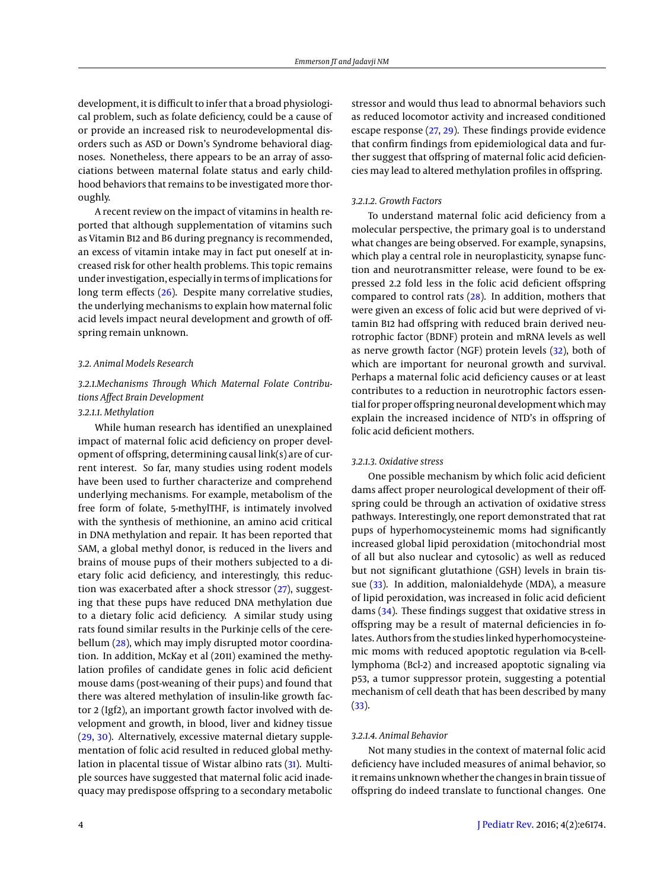development, it is difficult to infer that a broad physiological problem, such as folate deficiency, could be a cause of or provide an increased risk to neurodevelopmental disorders such as ASD or Down's Syndrome behavioral diagnoses. Nonetheless, there appears to be an array of associations between maternal folate status and early childhood behaviors that remains to be investigated more thoroughly.

A recent review on the impact of vitamins in health reported that although supplementation of vitamins such as Vitamin B12 and B6 during pregnancy is recommended, an excess of vitamin intake may in fact put oneself at increased risk for other health problems. This topic remains under investigation, especially in terms of implications for long term effects (26). Despite many correlative studies, the underlying mechanisms to explain how maternal folic acid levels impact neural development and growth of offspring remain unknown.

### 3.2. Animal Models Research

#### 3.2.1.Mechanisms Through Which Maternal Folate Contributions Affect Brain Development

##### 3.2.1.1. Methylation

While human research has identified an unexplained impact of maternal folic acid deficiency on proper development of offspring, determining causal link(s) are of current interest. So far, many studies using rodent models have been used to further characterize and comprehend underlying mechanisms. For example, metabolism of the free form of folate, 5-methylTHF, is intimately involved with the synthesis of methionine, an amino acid critical in DNA methylation and repair. It has been reported that SAM, a global methyl donor, is reduced in the livers and brains of mouse pups of their mothers subjected to a dietary folic acid deficiency, and interestingly, this reduction was exacerbated after a shock stressor (27), suggesting that these pups have reduced DNA methylation due to a dietary folic acid deficiency. A similar study using rats found similar results in the Purkinje cells of the cerebellum (28), which may imply disrupted motor coordination. In addition, McKay et al (2011) examined the methylation profiles of candidate genes in folic acid deficient mouse dams (post-weaning of their pups) and found that there was altered methylation of insulin-like growth factor 2 (Igf2), an important growth factor involved with development and growth, in blood, liver and kidney tissue (29, 30). Alternatively, excessive maternal dietary supplementation of folic acid resulted in reduced global methylation in placental tissue of Wistar albino rats (31). Multiple sources have suggested that maternal folic acid inadequacy may predispose offspring to a secondary metabolic stressor and would thus lead to abnormal behaviors such as reduced locomotor activity and increased conditioned escape response (27, 29). These findings provide evidence that confirm findings from epidemiological data and further suggest that offspring of maternal folic acid deficiencies may lead to altered methylation profiles in offspring.

##### 3.2.1.2. Growth Factors

To understand maternal folic acid deficiency from a molecular perspective, the primary goal is to understand what changes are being observed. For example, synapsins, which play a central role in neuroplasticity, synapse function and neurotransmitter release, were found to be expressed 2.2 fold less in the folic acid deficient offspring compared to control rats (28). In addition, mothers that were given an excess of folic acid but were deprived of vitamin B12 had offspring with reduced brain derived neurotrophic factor (BDNF) protein and mRNA levels as well as nerve growth factor (NGF) protein levels (32), both of which are important for neuronal growth and survival. Perhaps a maternal folic acid deficiency causes or at least contributes to a reduction in neurotrophic factors essential for proper offspring neuronal development which may explain the increased incidence of NTD's in offspring of folic acid deficient mothers.

##### 3.2.1.3. Oxidative stress

One possible mechanism by which folic acid deficient dams affect proper neurological development of their offspring could be through an activation of oxidative stress pathways. Interestingly, one report demonstrated that rat pups of hyperhomocysteinemic moms had significantly increased global lipid peroxidation (mitochondrial most of all but also nuclear and cytosolic) as well as reduced but not significant glutathione (GSH) levels in brain tissue (33). In addition, malonialdehyde (MDA), a measure of lipid peroxidation, was increased in folic acid deficient dams (34). These findings suggest that oxidative stress in offspring may be a result of maternal deficiencies in folates. Authors from the studies linked hyperhomocysteinemic moms with reduced apoptotic regulation via B-cell-lymphoma (Bcl-2) and increased apoptotic signaling via p53, a tumor suppressor protein, suggesting a potential mechanism of cell death that has been described by many (33).

##### 3.2.1.4. Animal Behavior

Not many studies in the context of maternal folic acid deficiency have included measures of animal behavior, so it remains unknown whether the changes in brain tissue of offspring do indeed translate to functional changes. One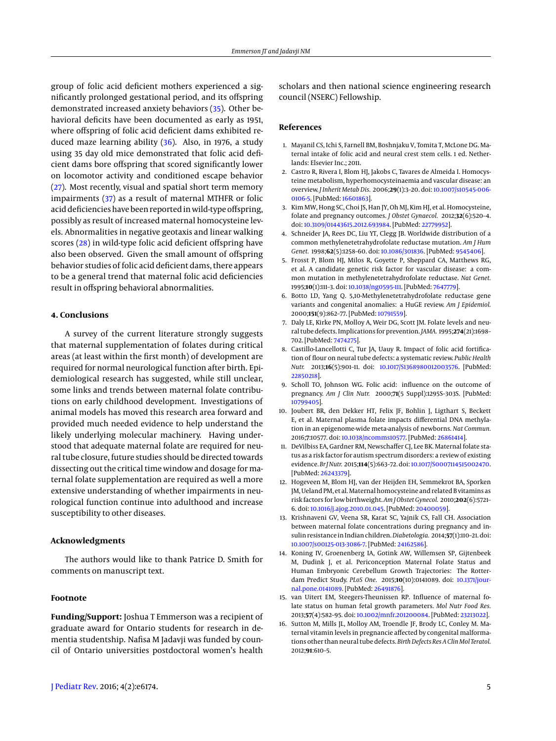group of folic acid deficient mothers experienced a significantly prolonged gestational period, and its offspring demonstrated increased anxiety behaviors (35). Other behavioral deficits have been documented as early as 1951, where offspring of folic acid deficient dams exhibited reduced maze learning ability (36). Also, in 1976, a study using 35 day old mice demonstrated that folic acid deficient dams bore offspring that scored significantly lower on locomotor activity and conditioned escape behavior (27). Most recently, visual and spatial short term memory impairments (37) as a result of maternal MTHFR or folic acid deficiencies have been reported in wild-type offspring, possibly as result of increased maternal homocysteine levels. Abnormalities in negative geotaxis and linear walking scores (28) in wild-type folic acid deficient offspring have also been observed. Given the small amount of offspring behavior studies of folic acid deficient dams, there appears to be a general trend that maternal folic acid deficiencies result in offspring behavioral abnormalities.

## 4. Conclusions

A survey of the current literature strongly suggests that maternal supplementation of folates during critical areas (at least within the first month) of development are required for normal neurological function after birth. Epidemiological research has suggested, while still unclear, some links and trends between maternal folate contributions on early childhood development. Investigations of animal models has moved this research area forward and provided much needed evidence to help understand the likely underlying molecular machinery. Having understood that adequate maternal folate are required for neural tube closure, future studies should be directed towards dissecting out the critical time window and dosage for maternal folate supplementation are required as well a more extensive understanding of whether impairments in neurological function continue into adulthood and increase susceptibility to other diseases.

## Acknowledgments

The authors would like to thank Patrice D. Smith for comments on manuscript text.

## Footnote

**Funding/Support:** Joshua T Emmerson was a recipient of graduate award for Ontario students for research in dementia studentship. Nafisa M Jadavji was funded by council of Ontario universities postdoctoral women's health scholars and then national science engineering research council (NSERC) Fellowship.

## References

1. Mayanil CS, Ichi S, Farnell BM, Boshnjaku V, Tomita T, McLone DG. Maternal intake of folic acid and neural crest stem cells. 1 ed. Netherlands: Elsevier Inc.; 2011.
2. Castro R, Rivera I, Blom HJ, Jakobs C, Tavares de Almeida I. Homocysteine metabolism, hyperhomocysteinaemia and vascular disease: an overview. *J Inherit Metab Dis.* 2006;**29**(1):3–20. doi: 10.1007/s10545-006-0106-5. [PubMed: 16601863].
3. Kim MW, Hong SC, Choi JS, Han JY, Oh MJ, Kim HJ, et al. Homocysteine, folate and pregnancy outcomes. *J Obstet Gynaecol.* 2012;**32**(6):520–4. doi: 10.3109/01443615.2012.693984. [PubMed: 22779952].
4. Schneider JA, Rees DC, Liu YT, Clegg JB. Worldwide distribution of a common methylenetetrahydrofolate reductase mutation. *Am J Hum Genet.* 1998;**62**(5):1258–60. doi: 10.1086/301836. [PubMed: 9545406].
5. Frosst P, Blom HJ, Milos R, Goyette P, Sheppard CA, Matthews RG, et al. A candidate genetic risk factor for vascular disease: a common mutation in methylenetetrahydrofolate reductase. *Nat Genet.* 1995;**10**(1):111–3. doi: 10.1038/ng0595-111. [PubMed: 7647779].
6. Botto LD, Yang Q. 5,10-Methylenetetrahydrofolate reductase gene variants and congenital anomalies: a HuGE review. *Am J Epidemiol.* 2000;**151**(9):862–77. [PubMed: 10791559].
7. Daly LE, Kirke PN, Molloy A, Weir DG, Scott JM. Folate levels and neural tube defects. Implications for prevention. *JAMA.* 1995;**274**(21):1698–702. [PubMed: 7474275].
8. Castillo-Lancellotti C, Tur JA, Uauy R. Impact of folic acid fortification of flour on neural tube defects: a systematic review. *Public Health Nutr.* 2013;**16**(5):901–11. doi: 10.1017/S1368980012003576. [PubMed: 22850218].
9. Scholl TO, Johnson WG. Folic acid: influence on the outcome of pregnancy. *Am J Clin Nutr.* 2000;**71**(5 Suppl):1295S–303S. [PubMed: 10799405].
10. Joubert BR, den Dekker HT, Felix JF, Bohlin J, Ligthart S, Beckett E, et al. Maternal plasma folate impacts differential DNA methylation in an epigenome-wide meta-analysis of newborns. *Nat Commun.* 2016;**7**:10577. doi: 10.1038/ncomms10577. [PubMed: 26861414].
11. DeVilbiss EA, Gardner RM, Newschaffer CJ, Lee BK. Maternal folate status as a risk factor for autism spectrum disorders: a review of existing evidence. *Br J Nutr.* 2015;**114**(5):663–72. doi: 10.1017/S0007114515002470. [PubMed: 26243379].
12. Hogeveen M, Blom HJ, van der Heijden EH, Semmekrot BA, Sporken JM, Ueland PM, et al. Maternal homocysteine and related B vitamins as risk factors for low birthweight. *Am J Obstet Gynecol.* 2010;**202**(6):572e1–6. doi: 10.1016/j.ajog.2010.01.045. [PubMed: 20400059].
13. Krishnaveni GV, Veena SR, Karat SC, Yajnik CS, Fall CH. Association between maternal folate concentrations during pregnancy and insulin resistance in Indian children. *Diabetologia.* 2014;**57**(1):110–21. doi: 10.1007/s00125-013-3086-7. [PubMed: 24162586].
14. Koning IV, Groenenberg IA, Gotink AW, Willemsen SP, Gijtenbeek M, Dudink J, et al. Periconception Maternal Folate Status and Human Embryonic Cerebellum Growth Trajectories: The Rotterdam Predict Study. *PLoS One.* 2015;**10**(10):0141089. doi: 10.1371/journal.pone.0141089. [PubMed: 26491876].
15. van Uitert EM, Steegers-Theunissen RP. Influence of maternal folate status on human fetal growth parameters. *Mol Nutr Food Res.* 2013;**57**(4):582–95. doi: 10.1002/mnfr.201200084. [PubMed: 23213022].
16. Sutton M, Mills JL, Molloy AM, Troendle JF, Brody LC, Conley M. Maternal vitamin levels in pregnancie affected by congenital malformations other than neural tube defects. *Birth Defects Res A Clin Mol Teratol.* 2012;**91**:610–5.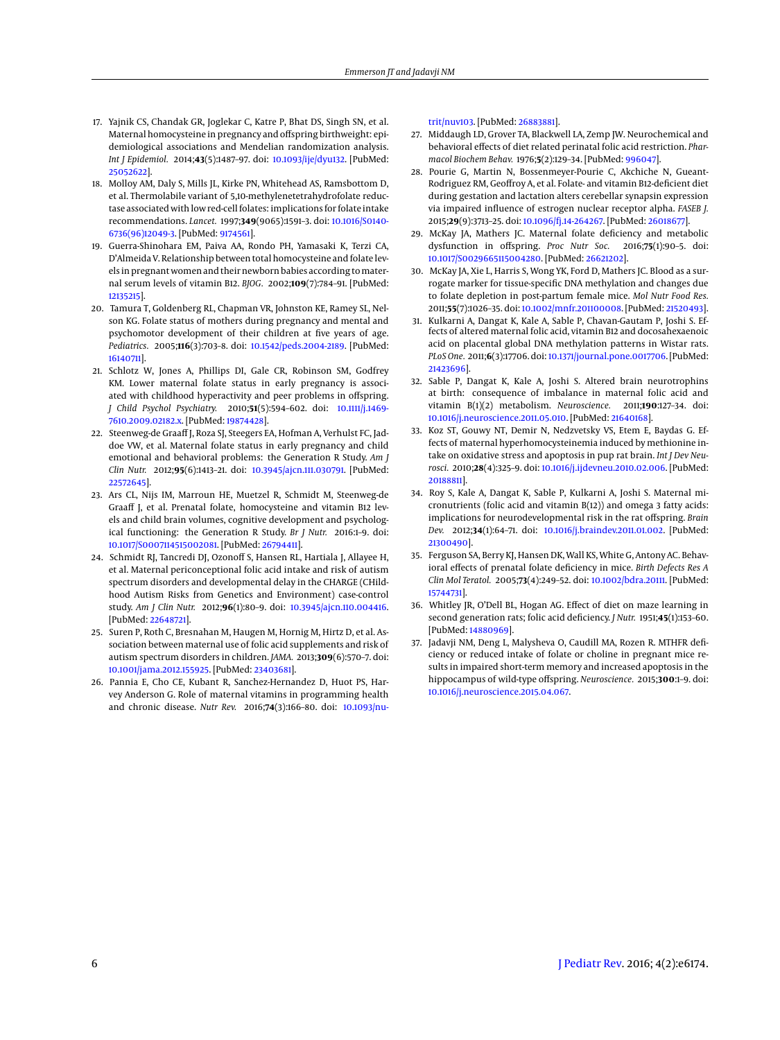17. Yajnik CS, Chandak GR, Joglekar C, Katre P, Bhat DS, Singh SN, et al. Maternal homocysteine in pregnancy and offspring birthweight: epidemiological associations and Mendelian randomization analysis. *Int J Epidemiol.* 2014;**43**(5):1487–97. doi: 10.1093/ije/dyu132. [PubMed: 25052622].
18. Molloy AM, Daly S, Mills JL, Kirke PN, Whitehead AS, Ramsbottom D, et al. Thermolabile variant of 5,10-methylenetetrahydrofolate reductase associated with low red-cell folates: implications for folate intake recommendations. *Lancet.* 1997;**349**(9065):1591–3. doi: 10.1016/S0140-6736(96)12049-3. [PubMed: 9174561].
19. Guerra-Shinohara EM, Paiva AA, Rondo PH, Yamasaki K, Terzi CA, D'Almeida V. Relationship between total homocysteine and folate levels in pregnant women and their newborn babies according to maternal serum levels of vitamin B12. *BJOG.* 2002;**109**(7):784–91. [PubMed: 12135215].
20. Tamura T, Goldenberg RL, Chapman VR, Johnston KE, Ramey SL, Nelson KG. Folate status of mothers during pregnancy and mental and psychomotor development of their children at five years of age. *Pediatrics.* 2005;**116**(3):703–8. doi: 10.1542/peds.2004-2189. [PubMed: 16140711].
21. Schlotz W, Jones A, Phillips DI, Gale CR, Robinson SM, Godfrey KM. Lower maternal folate status in early pregnancy is associated with childhood hyperactivity and peer problems in offspring. *J Child Psychol Psychiatry.* 2010;**51**(5):594–602. doi: 10.1111/j.1469-7610.2009.02182.x. [PubMed: 19874428].
22. Steenweg-de Graaff J, Roza SJ, Steegers EA, Hofman A, Verhulst FC, Jaddoe VW, et al. Maternal folate status in early pregnancy and child emotional and behavioral problems: the Generation R Study. *Am J Clin Nutr.* 2012;**95**(6):1413–21. doi: 10.3945/ajcn.111.030791. [PubMed: 22572645].
23. Ars CL, Nijs IM, Marroun HE, Muetzel R, Schmidt M, Steenweg-de Graaff J, et al. Prenatal folate, homocysteine and vitamin B12 levels and child brain volumes, cognitive development and psychological functioning: the Generation R Study. *Br J Nutr.* 2016:1–9. doi: 10.1017/S0007114515002081. [PubMed: 26794411].
24. Schmidt RJ, Tancredi DJ, Ozonoff S, Hansen RL, Hartiala J, Allayee H, et al. Maternal periconceptional folic acid intake and risk of autism spectrum disorders and developmental delay in the CHARGE (CHildhood Autism Risks from Genetics and Environment) case-control study. *Am J Clin Nutr.* 2012;**96**(1):80–9. doi: 10.3945/ajcn.110.004416. [PubMed: 22648721].
25. Suren P, Roth C, Bresnahan M, Haugen M, Hornig M, Hirtz D, et al. Association between maternal use of folic acid supplements and risk of autism spectrum disorders in children. *JAMA.* 2013;**309**(6):570–7. doi: 10.1001/jama.2012.155925. [PubMed: 23403681].
26. Pannia E, Cho CE, Kubant R, Sanchez-Hernandez D, Huot PS, Harvey Anderson G. Role of maternal vitamins in programming health and chronic disease. *Nutr Rev.* 2016;**74**(3):166–80. doi: 10.1093/nutrit/nuv103. [PubMed: 26883881].
27. Middaugh LD, Grover TA, Blackwell LA, Zemp JW. Neurochemical and behavioral effects of diet related perinatal folic acid restriction. *Pharmacol Biochem Behav.* 1976;**5**(2):129–34. [PubMed: 996047].
28. Pourie G, Martin N, Bossenmeyer-Pourie C, Akchiche N, Gueant-Rodriguez RM, Geoffroy A, et al. Folate- and vitamin B12-deficient diet during gestation and lactation alters cerebellar synapsin expression via impaired influence of estrogen nuclear receptor alpha. *FASEB J.* 2015;**29**(9):3713–25. doi: 10.1096/fj.14-264267. [PubMed: 26018677].
29. McKay JA, Mathers JC. Maternal folate deficiency and metabolic dysfunction in offspring. *Proc Nutr Soc.* 2016;**75**(1):90–5. doi: 10.1017/S0029665115004280. [PubMed: 26621202].
30. McKay JA, Xie L, Harris S, Wong YK, Ford D, Mathers JC. Blood as a surrogate marker for tissue-specific DNA methylation and changes due to folate depletion in post-partum female mice. *Mol Nutr Food Res.* 2011;**55**(7):1026–35. doi: 10.1002/mnfr.201100008. [PubMed: 21520493].
31. Kulkarni A, Dangat K, Kale A, Sable P, Chavan-Gautam P, Joshi S. Effects of altered maternal folic acid, vitamin B12 and docosahexaenoic acid on placental global DNA methylation patterns in Wistar rats. *PLoS One.* 2011;**6**(3):17706. doi: 10.1371/journal.pone.0017706. [PubMed: 21423696].
32. Sable P, Dangat K, Kale A, Joshi S. Altered brain neurotrophins at birth: consequence of imbalance in maternal folic acid and vitamin B(12) metabolism. *Neuroscience.* 2011;**190**:127–34. doi: 10.1016/j.neuroscience.2011.05.010. [PubMed: 21640168].
33. Koz ST, Gouwy NT, Demir N, Nedzvetsky VS, Etem E, Baydas G. Effects of maternal hyperhomocysteinemia induced by methionine intake on oxidative stress and apoptosis in pup rat brain. *Int J Dev Neurosci.* 2010;**28**(4):325–9. doi: 10.1016/j.ijdevneu.2010.02.006. [PubMed: 20188811].
34. Roy S, Kale A, Dangat K, Sable P, Kulkarni A, Joshi S. Maternal micronutrients (folic acid and vitamin B(12)) and omega 3 fatty acids: implications for neurodevelopmental risk in the rat offspring. *Brain Dev.* 2012;**34**(1):64–71. doi: 10.1016/j.braindev.2011.01.002. [PubMed: 21300490].
35. Ferguson SA, Berry KJ, Hansen DK, Wall KS, White G, Antony AC. Behavioral effects of prenatal folate deficiency in mice. *Birth Defects Res A Clin Mol Teratol.* 2005;**73**(4):249–52. doi: 10.1002/bdra.20111. [PubMed: 15744731].
36. Whitley JR, O'Dell BL, Hogan AG. Effect of diet on maze learning in second generation rats; folic acid deficiency. *J Nutr.* 1951;**45**(1):153–60. [PubMed: 14880969].
37. Jadavji NM, Deng L, Malysheva O, Caudill MA, Rozen R. MTHFR deficiency or reduced intake of folate or choline in pregnant mice results in impaired short-term memory and increased apoptosis in the hippocampus of wild-type offspring. *Neuroscience.* 2015;**300**:1–9. doi: 10.1016/j.neuroscience.2015.04.067.